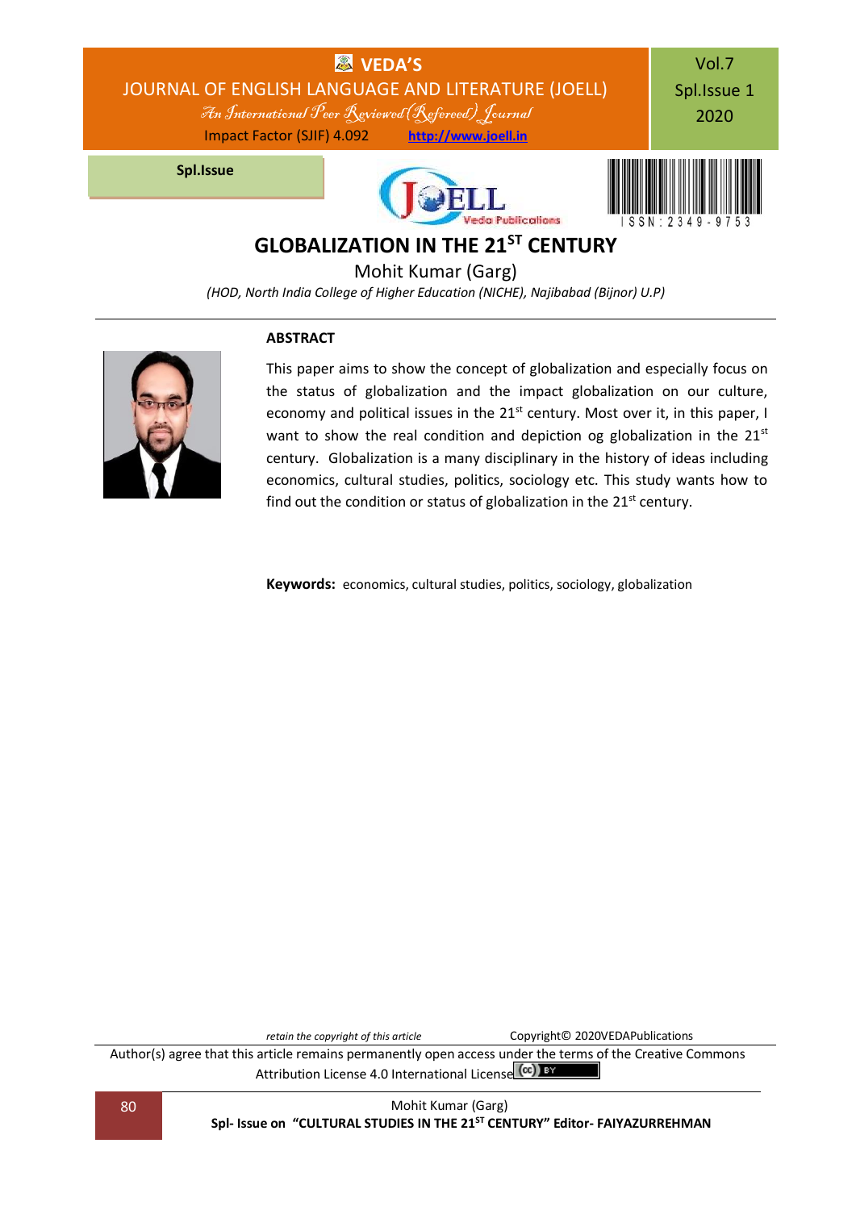# GLOBALIZATION IN THE 21<sup>ST</sup> CENTURY

Mohit Kumar (Garg)

*(HOD, North India College of Higher Education (NICHE), Najibabad (Bijnor) U.P)*

---

**ABSTRACT**

This paper aims to show the concept of globalization and especially focus on the status of globalization and the impact globalization on our culture, economy and political issues in the 21st century. Most over it, in this paper, I want to show the real condition and depiction og globalization in the 21st century. Globalization is a many disciplinary in the history of ideas including economics, cultural studies, politics, sociology etc. This study wants how to find out the condition or status of globalization in the 21st century.

**Keywords:** economics, cultural studies, politics, sociology, globalization

*retain the copyright of this article* Copyright© 2020VEDAPublications

Author(s) agree that this article remains permanently open access under the terms of the Creative Commons Attribution License 4.0 International License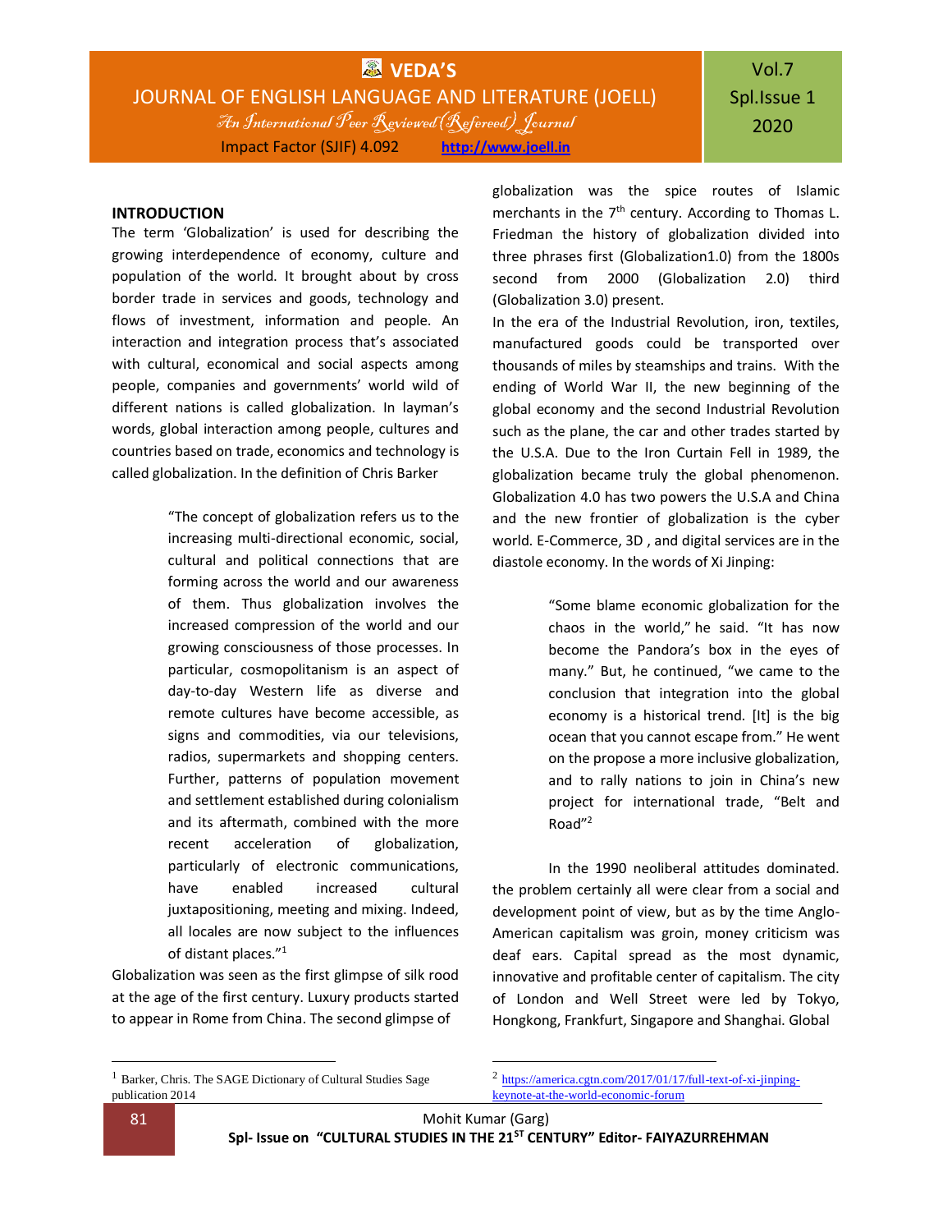## INTRODUCTION

The term 'Globalization' is used for describing the growing interdependence of economy, culture and population of the world. It brought about by cross border trade in services and goods, technology and flows of investment, information and people. An interaction and integration process that's associated with cultural, economical and social aspects among people, companies and governments' world wild of different nations is called globalization. In layman's words, global interaction among people, cultures and countries based on trade, economics and technology is called globalization. In the definition of Chris Barker

> "The concept of globalization refers us to the increasing multi-directional economic, social, cultural and political connections that are forming across the world and our awareness of them. Thus globalization involves the increased compression of the world and our growing consciousness of those processes. In particular, cosmopolitanism is an aspect of day-to-day Western life as diverse and remote cultures have become accessible, as signs and commodities, via our televisions, radios, supermarkets and shopping centers. Further, patterns of population movement and settlement established during colonialism and its aftermath, combined with the more recent acceleration of globalization, particularly of electronic communications, have enabled increased cultural juxtapositioning, meeting and mixing. Indeed, all locales are now subject to the influences of distant places."[1]

Globalization was seen as the first glimpse of silk rood at the age of the first century. Luxury products started to appear in Rome from China. The second glimpse of globalization was the spice routes of Islamic merchants in the 7th century. According to Thomas L. Friedman the history of globalization divided into three phrases first (Globalization1.0) from the 1800s second from 2000 (Globalization 2.0) third (Globalization 3.0) present.

In the era of the Industrial Revolution, iron, textiles, manufactured goods could be transported over thousands of miles by steamships and trains. With the ending of World War II, the new beginning of the global economy and the second Industrial Revolution such as the plane, the car and other trades started by the U.S.A. Due to the Iron Curtain Fell in 1989, the globalization became truly the global phenomenon. Globalization 4.0 has two powers the U.S.A and China and the new frontier of globalization is the cyber world. E-Commerce, 3D , and digital services are in the diastole economy. In the words of Xi Jinping:

> "Some blame economic globalization for the chaos in the world," he said. "It has now become the Pandora's box in the eyes of many." But, he continued, "we came to the conclusion that integration into the global economy is a historical trend. [It] is the big ocean that you cannot escape from." He went on the propose a more inclusive globalization, and to rally nations to join in China's new project for international trade, "Belt and Road"[2]

In the 1990 neoliberal attitudes dominated. the problem certainly all were clear from a social and development point of view, but as by the time Anglo-American capitalism was groin, money criticism was deaf ears. Capital spread as the most dynamic, innovative and profitable center of capitalism. The city of London and Well Street were led by Tokyo, Hongkong, Frankfurt, Singapore and Shanghai. Global

---

[1] Barker, Chris. The SAGE Dictionary of Cultural Studies Sage publication 2014

[2] https://america.cgtn.com/2017/01/17/full-text-of-xi-jinping-keynote-at-the-world-economic-forum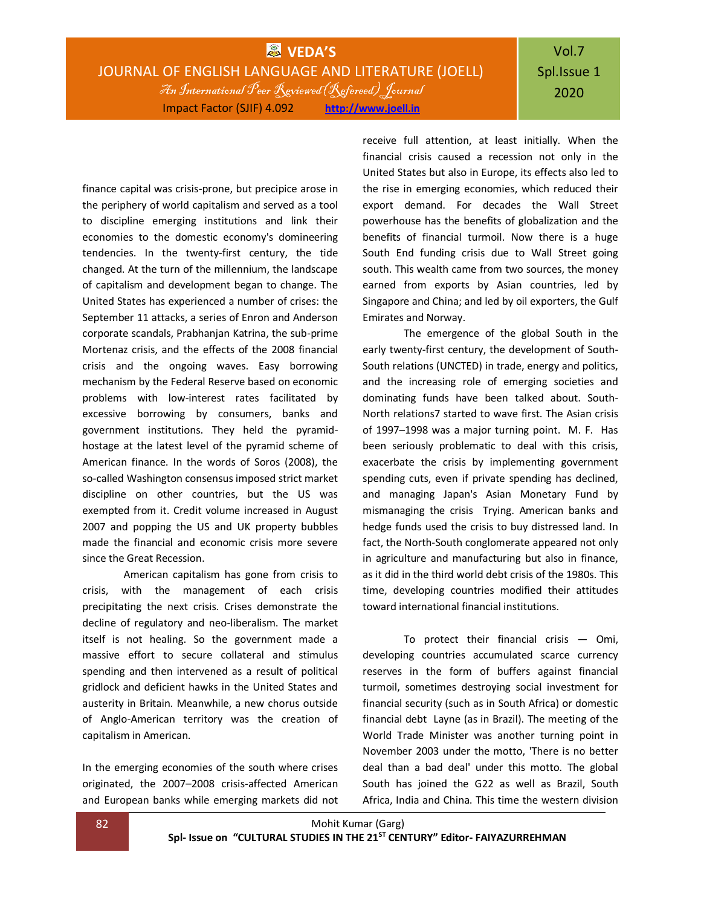finance capital was crisis-prone, but precipice arose in the periphery of world capitalism and served as a tool to discipline emerging institutions and link their economies to the domestic economy's domineering tendencies. In the twenty-first century, the tide changed. At the turn of the millennium, the landscape of capitalism and development began to change. The United States has experienced a number of crises: the September 11 attacks, a series of Enron and Anderson corporate scandals, Prabhanjan Katrina, the sub-prime Mortenaz crisis, and the effects of the 2008 financial crisis and the ongoing waves. Easy borrowing mechanism by the Federal Reserve based on economic problems with low-interest rates facilitated by excessive borrowing by consumers, banks and government institutions. They held the pyramid-hostage at the latest level of the pyramid scheme of American finance. In the words of Soros (2008), the so-called Washington consensus imposed strict market discipline on other countries, but the US was exempted from it. Credit volume increased in August 2007 and popping the US and UK property bubbles made the financial and economic crisis more severe since the Great Recession.

American capitalism has gone from crisis to crisis, with the management of each crisis precipitating the next crisis. Crises demonstrate the decline of regulatory and neo-liberalism. The market itself is not healing. So the government made a massive effort to secure collateral and stimulus spending and then intervened as a result of political gridlock and deficient hawks in the United States and austerity in Britain. Meanwhile, a new chorus outside of Anglo-American territory was the creation of capitalism in American.

In the emerging economies of the south where crises originated, the 2007–2008 crisis-affected American and European banks while emerging markets did not receive full attention, at least initially. When the financial crisis caused a recession not only in the United States but also in Europe, its effects also led to the rise in emerging economies, which reduced their export demand. For decades the Wall Street powerhouse has the benefits of globalization and the benefits of financial turmoil. Now there is a huge South End funding crisis due to Wall Street going south. This wealth came from two sources, the money earned from exports by Asian countries, led by Singapore and China; and led by oil exporters, the Gulf Emirates and Norway.

The emergence of the global South in the early twenty-first century, the development of South-South relations (UNCTED) in trade, energy and politics, and the increasing role of emerging societies and dominating funds have been talked about. South-North relations7 started to wave first. The Asian crisis of 1997–1998 was a major turning point. M. F. Has been seriously problematic to deal with this crisis, exacerbate the crisis by implementing government spending cuts, even if private spending has declined, and managing Japan's Asian Monetary Fund by mismanaging the crisis Trying. American banks and hedge funds used the crisis to buy distressed land. In fact, the North-South conglomerate appeared not only in agriculture and manufacturing but also in finance, as it did in the third world debt crisis of the 1980s. This time, developing countries modified their attitudes toward international financial institutions.

To protect their financial crisis — Omi, developing countries accumulated scarce currency reserves in the form of buffers against financial turmoil, sometimes destroying social investment for financial security (such as in South Africa) or domestic financial debt Layne (as in Brazil). The meeting of the World Trade Minister was another turning point in November 2003 under the motto, 'There is no better deal than a bad deal' under this motto. The global South has joined the G22 as well as Brazil, South Africa, India and China. This time the western division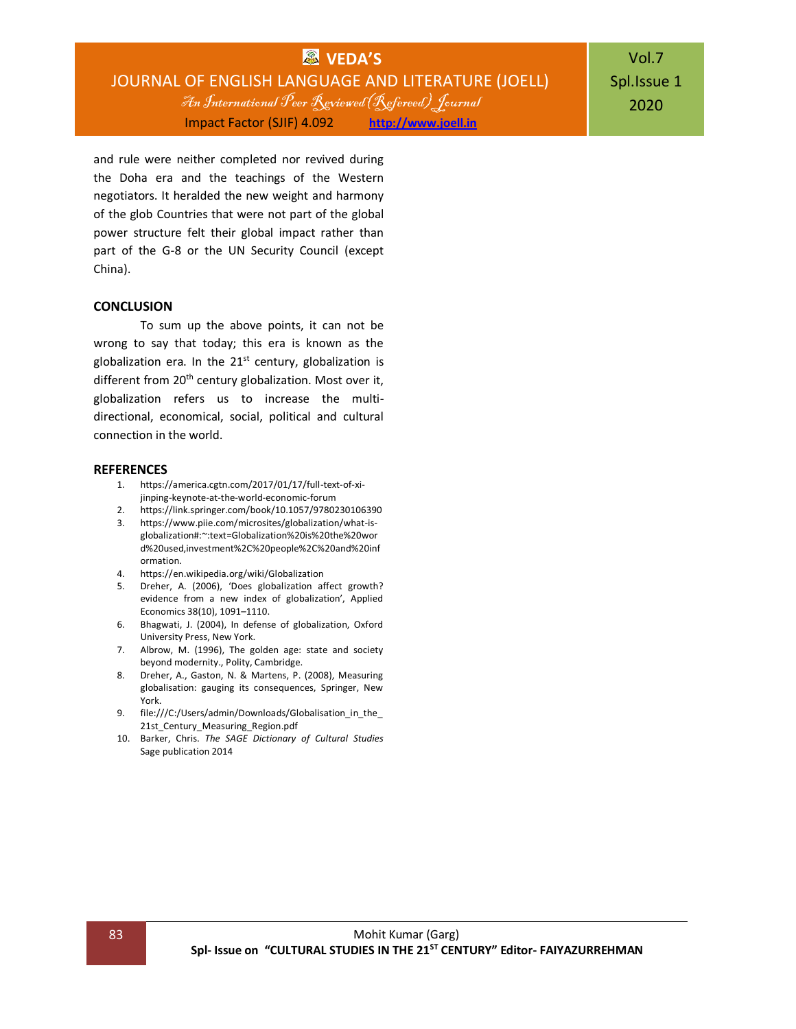and rule were neither completed nor revived during the Doha era and the teachings of the Western negotiators. It heralded the new weight and harmony of the glob Countries that were not part of the global power structure felt their global impact rather than part of the G-8 or the UN Security Council (except China).

## CONCLUSION

To sum up the above points, it can not be wrong to say that today; this era is known as the globalization era. In the 21st century, globalization is different from 20th century globalization. Most over it, globalization refers us to increase the multi-directional, economical, social, political and cultural connection in the world.

## REFERENCES

1. https://america.cgtn.com/2017/01/17/full-text-of-xi-jinping-keynote-at-the-world-economic-forum
2. https://link.springer.com/book/10.1057/9780230106390
3. https://www.piie.com/microsites/globalization/what-is-globalization#:~:text=Globalization%20is%20the%20word%20used,investment%2C%20people%2C%20and%20information.
4. https://en.wikipedia.org/wiki/Globalization
5. Dreher, A. (2006), 'Does globalization affect growth? evidence from a new index of globalization', Applied Economics 38(10), 1091–1110.
6. Bhagwati, J. (2004), In defense of globalization, Oxford University Press, New York.
7. Albrow, M. (1996), The golden age: state and society beyond modernity., Polity, Cambridge.
8. Dreher, A., Gaston, N. & Martens, P. (2008), Measuring globalisation: gauging its consequences, Springer, New York.
9. file:///C:/Users/admin/Downloads/Globalisation_in_the_21st_Century_Measuring_Region.pdf
10. Barker, Chris. *The SAGE Dictionary of Cultural Studies* Sage publication 2014